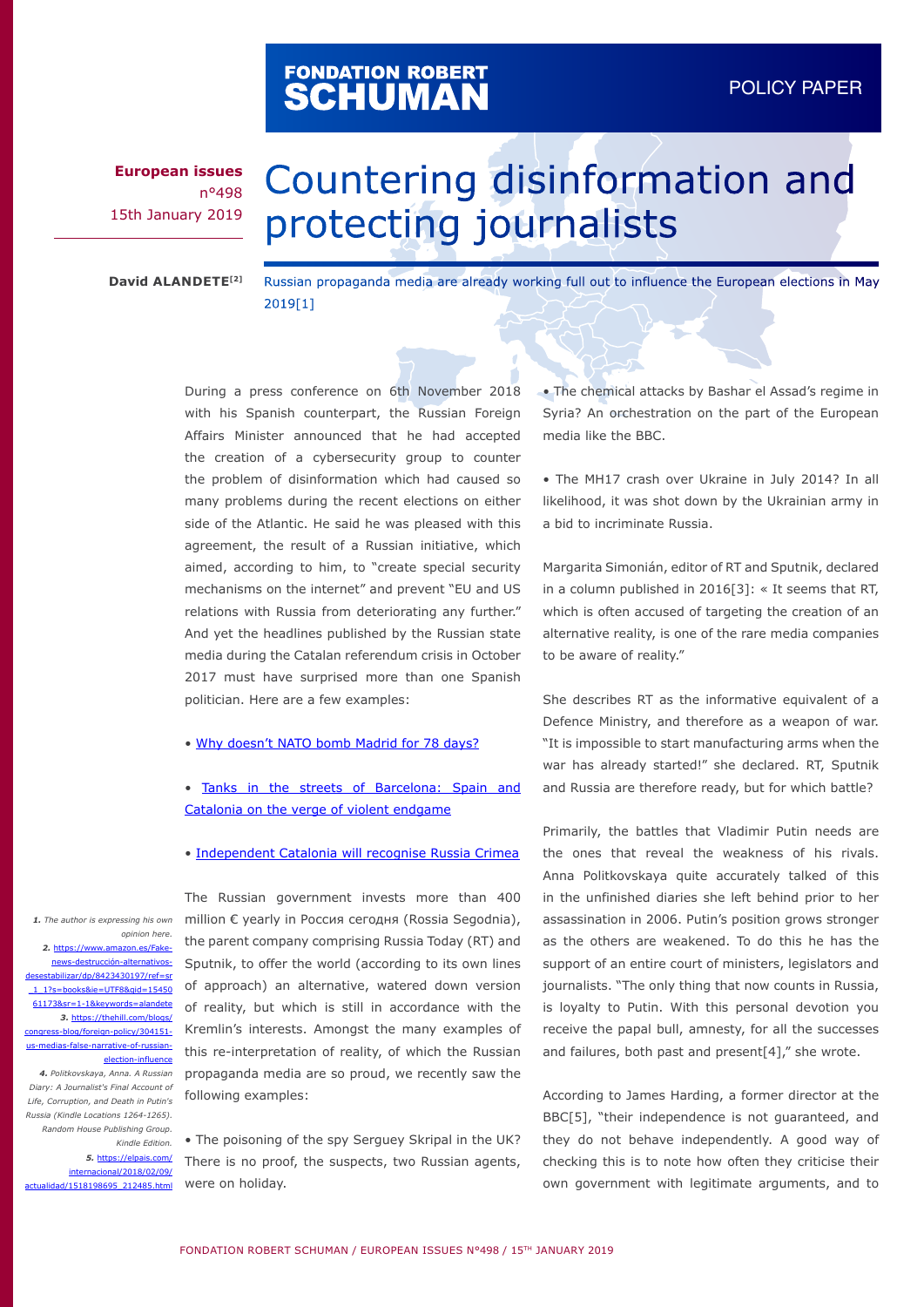FONDATION ROBERT SCHUMAN

POLICY PAPER

**European issues**
n°498
15th January 2019

# Countering disinformation and protecting journalists

**David ALANDETE[2]**

Russian propaganda media are already working full out to influence the European elections in May 2019[1]

During a press conference on 6th November 2018 with his Spanish counterpart, the Russian Foreign Affairs Minister announced that he had accepted the creation of a cybersecurity group to counter the problem of disinformation which had caused so many problems during the recent elections on either side of the Atlantic. He said he was pleased with this agreement, the result of a Russian initiative, which aimed, according to him, to "create special security mechanisms on the internet" and prevent "EU and US relations with Russia from deteriorating any further." And yet the headlines published by the Russian state media during the Catalan referendum crisis in October 2017 must have surprised more than one Spanish politician. Here are a few examples:

- Why doesn't NATO bomb Madrid for 78 days?
- Tanks in the streets of Barcelona: Spain and Catalonia on the verge of violent endgame
- Independent Catalonia will recognise Russia Crimea

The Russian government invests more than 400 million € yearly in Россия сегодня (Rossia Segodnia), the parent company comprising Russia Today (RT) and Sputnik, to offer the world (according to its own lines of approach) an alternative, watered down version of reality, but which is still in accordance with the Kremlin's interests. Amongst the many examples of this re-interpretation of reality, of which the Russian propaganda media are so proud, we recently saw the following examples:

- The poisoning of the spy Serguey Skripal in the UK? There is no proof, the suspects, two Russian agents, were on holiday.
- The chemical attacks by Bashar el Assad's regime in Syria? An orchestration on the part of the European media like the BBC.
- The MH17 crash over Ukraine in July 2014? In all likelihood, it was shot down by the Ukrainian army in a bid to incriminate Russia.

Margarita Simonián, editor of RT and Sputnik, declared in a column published in 2016[3]: « It seems that RT, which is often accused of targeting the creation of an alternative reality, is one of the rare media companies to be aware of reality."

She describes RT as the informative equivalent of a Defence Ministry, and therefore as a weapon of war. "It is impossible to start manufacturing arms when the war has already started!" she declared. RT, Sputnik and Russia are therefore ready, but for which battle?

Primarily, the battles that Vladimir Putin needs are the ones that reveal the weakness of his rivals. Anna Politkovskaya quite accurately talked of this in the unfinished diaries she left behind prior to her assassination in 2006. Putin's position grows stronger as the others are weakened. To do this he has the support of an entire court of ministers, legislators and journalists. "The only thing that now counts in Russia, is loyalty to Putin. With this personal devotion you receive the papal bull, amnesty, for all the successes and failures, both past and present[4]," she wrote.

According to James Harding, a former director at the BBC[5], "their independence is not guaranteed, and they do not behave independently. A good way of checking this is to note how often they criticise their own government with legitimate arguments, and to

*1. The author is expressing his own opinion here.*
*2.* https://www.amazon.es/Fake-news-destrucción-alternativos-desestabilizar/dp/8423430197/ref=sr_1_1?s=books&ie=UTF8&qid=1545061173&sr=1-1&keywords=alandete
*3.* https://thehill.com/blogs/congress-blog/foreign-policy/304151-us-medias-false-narrative-of-russian-election-influence
*4. Politkovskaya, Anna. A Russian Diary: A Journalist's Final Account of Life, Corruption, and Death in Putin's Russia (Kindle Locations 1264-1265). Random House Publishing Group. Kindle Edition.*
*5.* https://elpais.com/internacional/2018/02/09/actualidad/1518198695_212485.html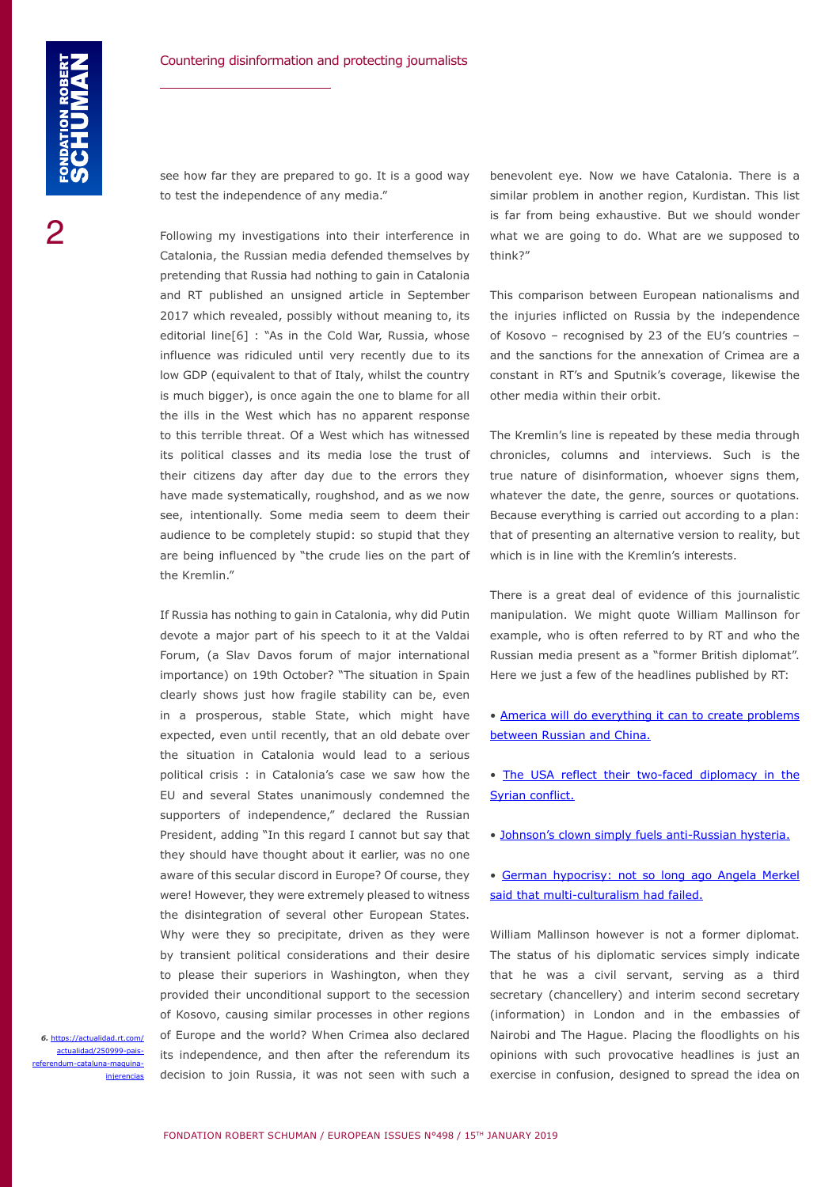see how far they are prepared to go. It is a good way to test the independence of any media."

Following my investigations into their interference in Catalonia, the Russian media defended themselves by pretending that Russia had nothing to gain in Catalonia and RT published an unsigned article in September 2017 which revealed, possibly without meaning to, its editorial line[6] : "As in the Cold War, Russia, whose influence was ridiculed until very recently due to its low GDP (equivalent to that of Italy, whilst the country is much bigger), is once again the one to blame for all the ills in the West which has no apparent response to this terrible threat. Of a West which has witnessed its political classes and its media lose the trust of their citizens day after day due to the errors they have made systematically, roughshod, and as we now see, intentionally. Some media seem to deem their audience to be completely stupid: so stupid that they are being influenced by "the crude lies on the part of the Kremlin."

If Russia has nothing to gain in Catalonia, why did Putin devote a major part of his speech to it at the Valdai Forum, (a Slav Davos forum of major international importance) on 19th October? "The situation in Spain clearly shows just how fragile stability can be, even in a prosperous, stable State, which might have expected, even until recently, that an old debate over the situation in Catalonia would lead to a serious political crisis : in Catalonia's case we saw how the EU and several States unanimously condemned the supporters of independence," declared the Russian President, adding "In this regard I cannot but say that they should have thought about it earlier, was no one aware of this secular discord in Europe? Of course, they were! However, they were extremely pleased to witness the disintegration of several other European States. Why were they so precipitate, driven as they were by transient political considerations and their desire to please their superiors in Washington, when they provided their unconditional support to the secession of Kosovo, causing similar processes in other regions of Europe and the world? When Crimea also declared its independence, and then after the referendum its decision to join Russia, it was not seen with such a benevolent eye. Now we have Catalonia. There is a similar problem in another region, Kurdistan. This list is far from being exhaustive. But we should wonder what we are going to do. What are we supposed to think?"

This comparison between European nationalisms and the injuries inflicted on Russia by the independence of Kosovo – recognised by 23 of the EU's countries – and the sanctions for the annexation of Crimea are a constant in RT's and Sputnik's coverage, likewise the other media within their orbit.

The Kremlin's line is repeated by these media through chronicles, columns and interviews. Such is the true nature of disinformation, whoever signs them, whatever the date, the genre, sources or quotations. Because everything is carried out according to a plan: that of presenting an alternative version to reality, but which is in line with the Kremlin's interests.

There is a great deal of evidence of this journalistic manipulation. We might quote William Mallinson for example, who is often referred to by RT and who the Russian media present as a "former British diplomat". Here we just a few of the headlines published by RT:

- America will do everything it can to create problems between Russian and China.
- The USA reflect their two-faced diplomacy in the Syrian conflict.
- Johnson's clown simply fuels anti-Russian hysteria.
- German hypocrisy: not so long ago Angela Merkel said that multi-culturalism had failed.

William Mallinson however is not a former diplomat. The status of his diplomatic services simply indicate that he was a civil servant, serving as a third secretary (chancellery) and interim second secretary (information) in London and in the embassies of Nairobi and The Hague. Placing the floodlights on his opinions with such provocative headlines is just an exercise in confusion, designed to spread the idea on

*6.* https://actualidad.rt.com/actualidad/250999-pais-referendum-cataluna-maquina-injerencias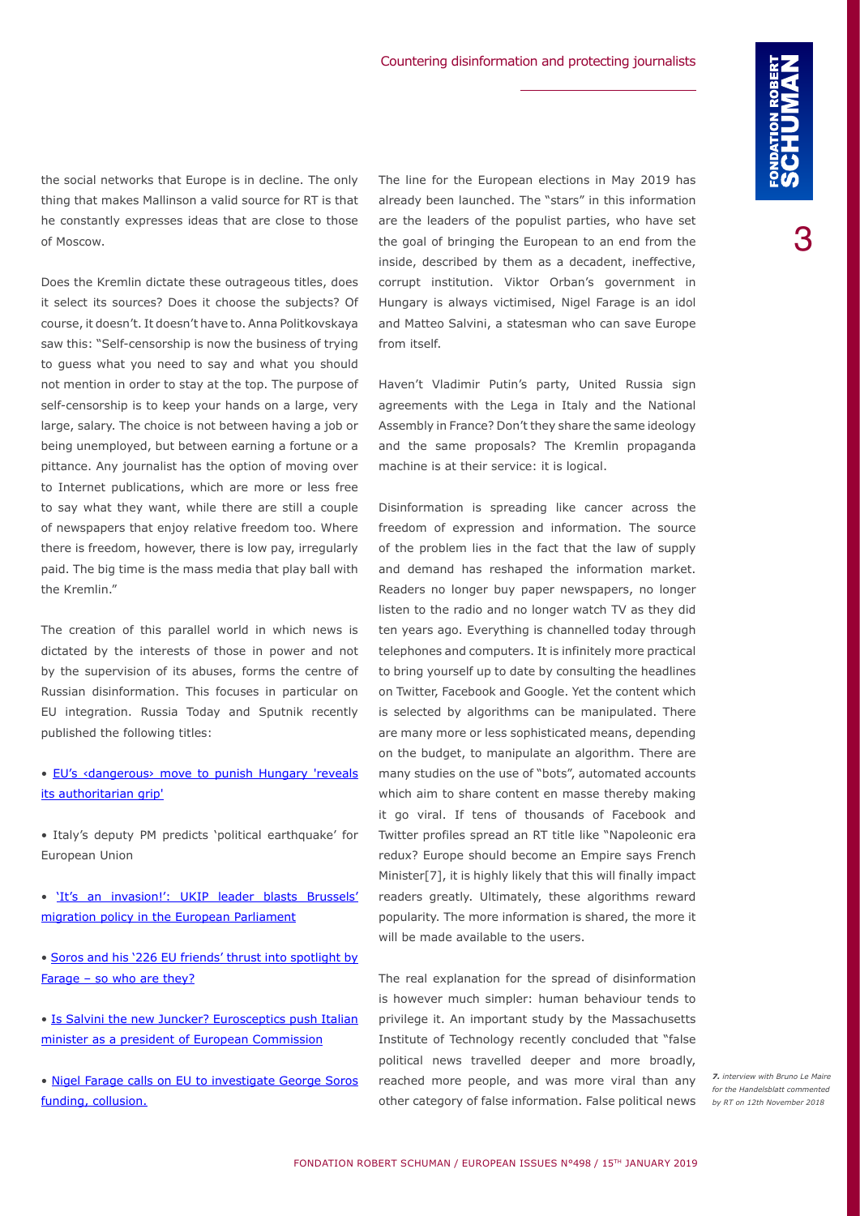the social networks that Europe is in decline. The only thing that makes Mallinson a valid source for RT is that he constantly expresses ideas that are close to those of Moscow.

Does the Kremlin dictate these outrageous titles, does it select its sources? Does it choose the subjects? Of course, it doesn't. It doesn't have to. Anna Politkovskaya saw this: "Self-censorship is now the business of trying to guess what you need to say and what you should not mention in order to stay at the top. The purpose of self-censorship is to keep your hands on a large, very large, salary. The choice is not between having a job or being unemployed, but between earning a fortune or a pittance. Any journalist has the option of moving over to Internet publications, which are more or less free to say what they want, while there are still a couple of newspapers that enjoy relative freedom too. Where there is freedom, however, there is low pay, irregularly paid. The big time is the mass media that play ball with the Kremlin."

The creation of this parallel world in which news is dictated by the interests of those in power and not by the supervision of its abuses, forms the centre of Russian disinformation. This focuses in particular on EU integration. Russia Today and Sputnik recently published the following titles:

• EU's ‹dangerous› move to punish Hungary 'reveals its authoritarian grip'

• Italy's deputy PM predicts 'political earthquake' for European Union

• 'It's an invasion!': UKIP leader blasts Brussels' migration policy in the European Parliament

• Soros and his '226 EU friends' thrust into spotlight by Farage – so who are they?

• Is Salvini the new Juncker? Eurosceptics push Italian minister as a president of European Commission

• Nigel Farage calls on EU to investigate George Soros funding, collusion.

The line for the European elections in May 2019 has already been launched. The "stars" in this information are the leaders of the populist parties, who have set the goal of bringing the European to an end from the inside, described by them as a decadent, ineffective, corrupt institution. Viktor Orban's government in Hungary is always victimised, Nigel Farage is an idol and Matteo Salvini, a statesman who can save Europe from itself.

Haven't Vladimir Putin's party, United Russia sign agreements with the Lega in Italy and the National Assembly in France? Don't they share the same ideology and the same proposals? The Kremlin propaganda machine is at their service: it is logical.

Disinformation is spreading like cancer across the freedom of expression and information. The source of the problem lies in the fact that the law of supply and demand has reshaped the information market. Readers no longer buy paper newspapers, no longer listen to the radio and no longer watch TV as they did ten years ago. Everything is channelled today through telephones and computers. It is infinitely more practical to bring yourself up to date by consulting the headlines on Twitter, Facebook and Google. Yet the content which is selected by algorithms can be manipulated. There are many more or less sophisticated means, depending on the budget, to manipulate an algorithm. There are many studies on the use of "bots", automated accounts which aim to share content en masse thereby making it go viral. If tens of thousands of Facebook and Twitter profiles spread an RT title like "Napoleonic era redux? Europe should become an Empire says French Minister[7], it is highly likely that this will finally impact readers greatly. Ultimately, these algorithms reward popularity. The more information is shared, the more it will be made available to the users.

The real explanation for the spread of disinformation is however much simpler: human behaviour tends to privilege it. An important study by the Massachusetts Institute of Technology recently concluded that "false political news travelled deeper and more broadly, reached more people, and was more viral than any other category of false information. False political news

*7. interview with Bruno Le Maire for the Handelsblatt commented by RT on 12th November 2018*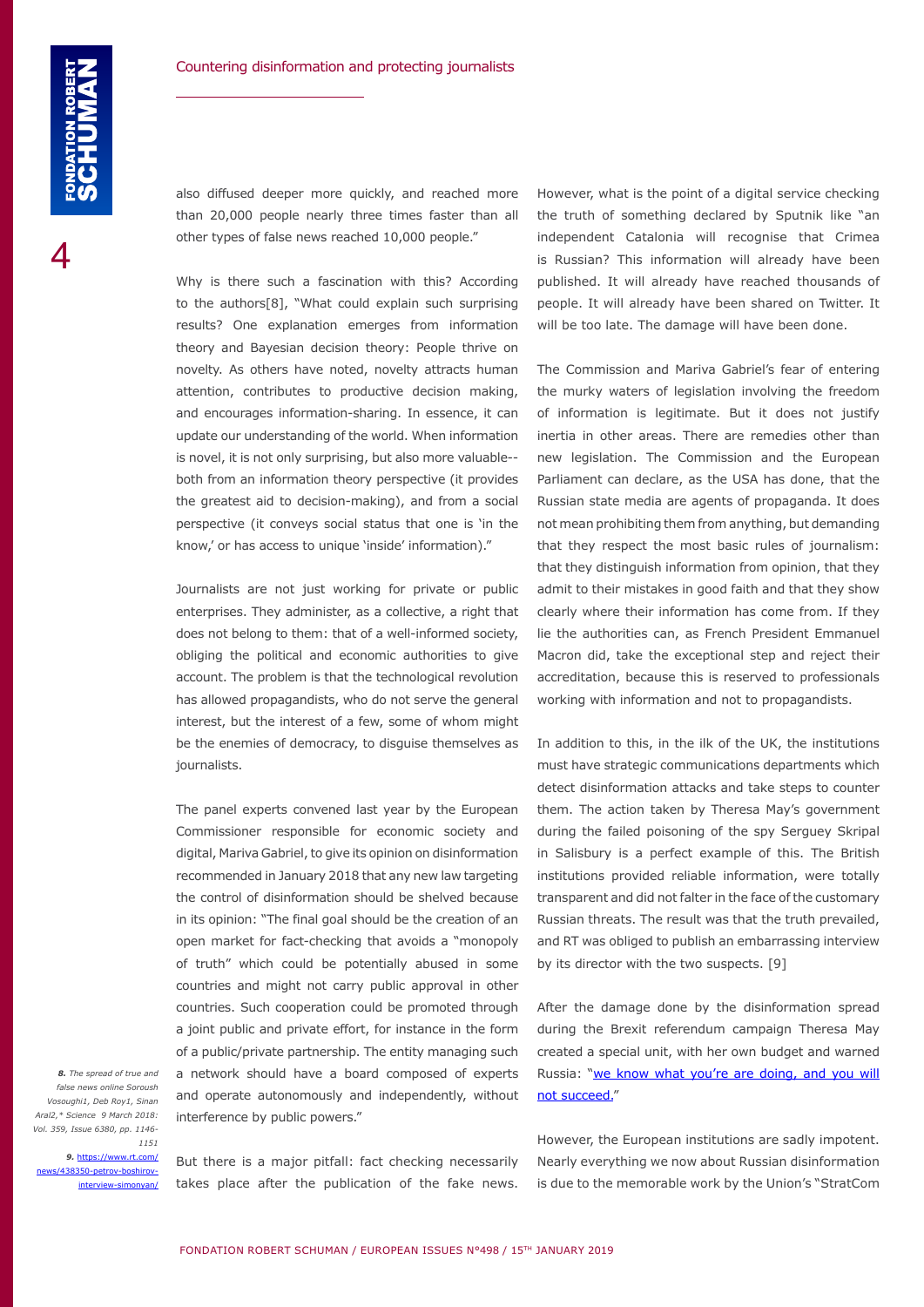also diffused deeper more quickly, and reached more than 20,000 people nearly three times faster than all other types of false news reached 10,000 people."

Why is there such a fascination with this? According to the authors[8], "What could explain such surprising results? One explanation emerges from information theory and Bayesian decision theory: People thrive on novelty. As others have noted, novelty attracts human attention, contributes to productive decision making, and encourages information-sharing. In essence, it can update our understanding of the world. When information is novel, it is not only surprising, but also more valuable--both from an information theory perspective (it provides the greatest aid to decision-making), and from a social perspective (it conveys social status that one is 'in the know,' or has access to unique 'inside' information)."

Journalists are not just working for private or public enterprises. They administer, as a collective, a right that does not belong to them: that of a well-informed society, obliging the political and economic authorities to give account. The problem is that the technological revolution has allowed propagandists, who do not serve the general interest, but the interest of a few, some of whom might be the enemies of democracy, to disguise themselves as journalists.

The panel experts convened last year by the European Commissioner responsible for economic society and digital, Mariva Gabriel, to give its opinion on disinformation recommended in January 2018 that any new law targeting the control of disinformation should be shelved because in its opinion: "The final goal should be the creation of an open market for fact-checking that avoids a "monopoly of truth" which could be potentially abused in some countries and might not carry public approval in other countries. Such cooperation could be promoted through a joint public and private effort, for instance in the form of a public/private partnership. The entity managing such a network should have a board composed of experts and operate autonomously and independently, without interference by public powers."

But there is a major pitfall: fact checking necessarily takes place after the publication of the fake news. However, what is the point of a digital service checking the truth of something declared by Sputnik like "an independent Catalonia will recognise that Crimea is Russian? This information will already have been published. It will already have reached thousands of people. It will already have been shared on Twitter. It will be too late. The damage will have been done.

The Commission and Mariva Gabriel's fear of entering the murky waters of legislation involving the freedom of information is legitimate. But it does not justify inertia in other areas. There are remedies other than new legislation. The Commission and the European Parliament can declare, as the USA has done, that the Russian state media are agents of propaganda. It does not mean prohibiting them from anything, but demanding that they respect the most basic rules of journalism: that they distinguish information from opinion, that they admit to their mistakes in good faith and that they show clearly where their information has come from. If they lie the authorities can, as French President Emmanuel Macron did, take the exceptional step and reject their accreditation, because this is reserved to professionals working with information and not to propagandists.

In addition to this, in the ilk of the UK, the institutions must have strategic communications departments which detect disinformation attacks and take steps to counter them. The action taken by Theresa May's government during the failed poisoning of the spy Serguey Skripal in Salisbury is a perfect example of this. The British institutions provided reliable information, were totally transparent and did not falter in the face of the customary Russian threats. The result was that the truth prevailed, and RT was obliged to publish an embarrassing interview by its director with the two suspects. [9]

After the damage done by the disinformation spread during the Brexit referendum campaign Theresa May created a special unit, with her own budget and warned Russia: "[we know what you're are doing, and you will not succeed.]"

However, the European institutions are sadly impotent. Nearly everything we now about Russian disinformation is due to the memorable work by the Union's "StratCom

*8. The spread of true and false news online Soroush Vosoughi1, Deb Roy1, Sinan Aral2,\* Science 9 March 2018: Vol. 359, Issue 6380, pp. 1146-1151*

*9.* https://www.rt.com/news/438350-petrov-boshirov-interview-simonyan/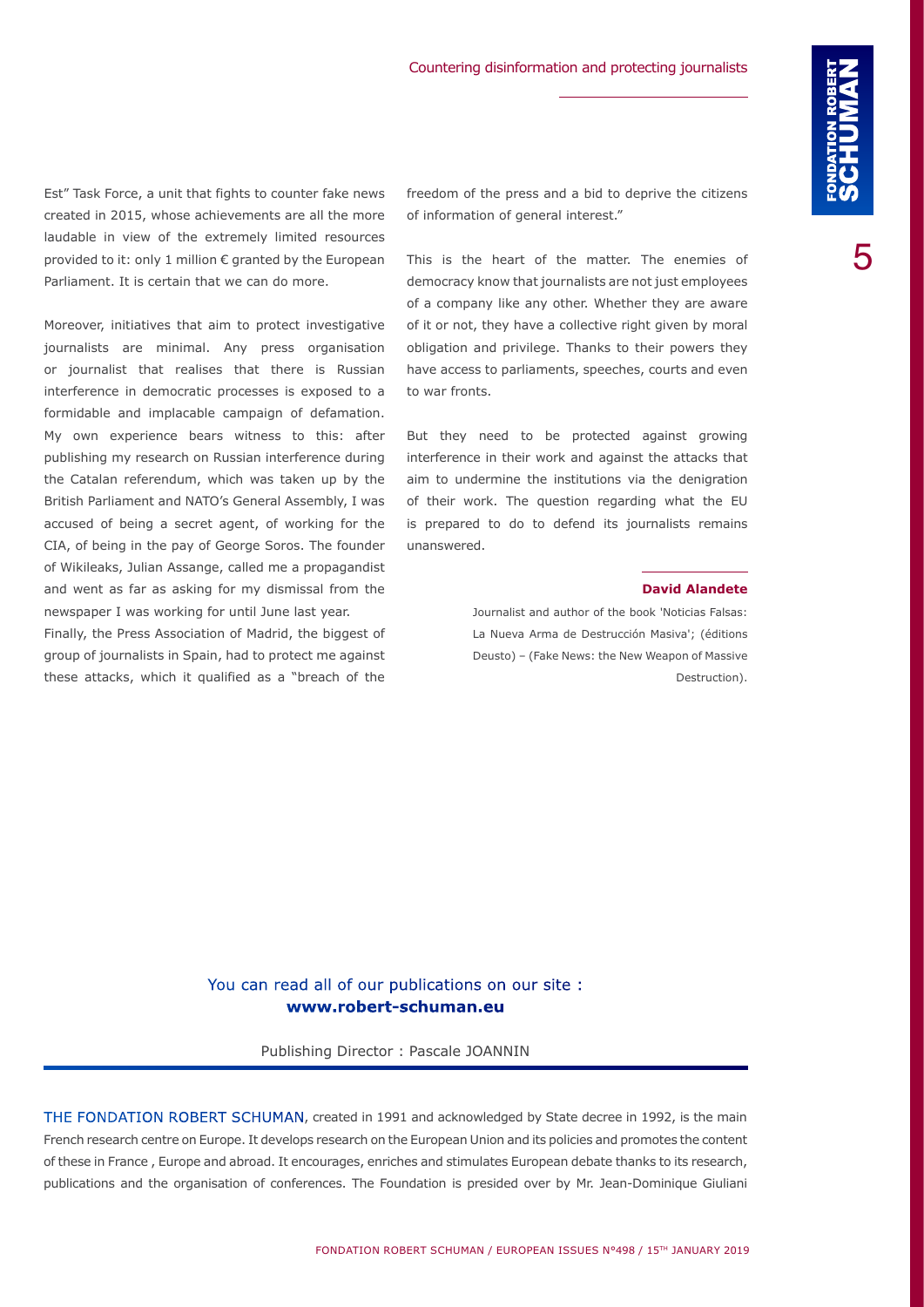Est" Task Force, a unit that fights to counter fake news created in 2015, whose achievements are all the more laudable in view of the extremely limited resources provided to it: only 1 million € granted by the European Parliament. It is certain that we can do more.

Moreover, initiatives that aim to protect investigative journalists are minimal. Any press organisation or journalist that realises that there is Russian interference in democratic processes is exposed to a formidable and implacable campaign of defamation. My own experience bears witness to this: after publishing my research on Russian interference during the Catalan referendum, which was taken up by the British Parliament and NATO's General Assembly, I was accused of being a secret agent, of working for the CIA, of being in the pay of George Soros. The founder of Wikileaks, Julian Assange, called me a propagandist and went as far as asking for my dismissal from the newspaper I was working for until June last year.

Finally, the Press Association of Madrid, the biggest of group of journalists in Spain, had to protect me against these attacks, which it qualified as a "breach of the freedom of the press and a bid to deprive the citizens of information of general interest."

This is the heart of the matter. The enemies of democracy know that journalists are not just employees of a company like any other. Whether they are aware of it or not, they have a collective right given by moral obligation and privilege. Thanks to their powers they have access to parliaments, speeches, courts and even to war fronts.

But they need to be protected against growing interference in their work and against the attacks that aim to undermine the institutions via the denigration of their work. The question regarding what the EU is prepared to do to defend its journalists remains unanswered.

**David Alandete**

Journalist and author of the book 'Noticias Falsas: La Nueva Arma de Destrucción Masiva'; (éditions Deusto) – (Fake News: the New Weapon of Massive Destruction).

You can read all of our publications on our site :
**www.robert-schuman.eu**

Publishing Director : Pascale JOANNIN

THE FONDATION ROBERT SCHUMAN, created in 1991 and acknowledged by State decree in 1992, is the main French research centre on Europe. It develops research on the European Union and its policies and promotes the content of these in France , Europe and abroad. It encourages, enriches and stimulates European debate thanks to its research, publications and the organisation of conferences. The Foundation is presided over by Mr. Jean-Dominique Giuliani